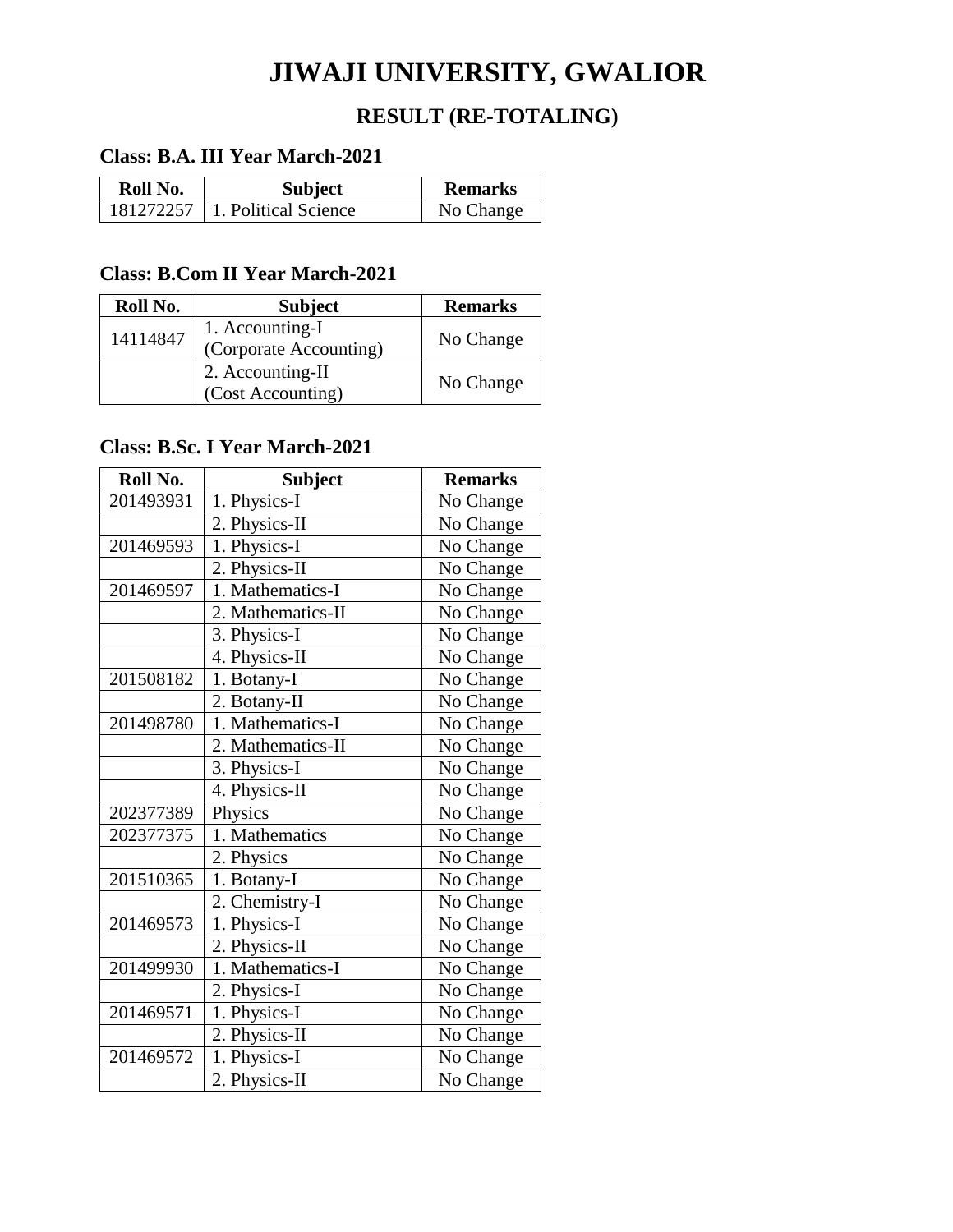# JIWAJI UNIVERSITY, GWALIOR

## RESULT (RE-TOTALING)

### Class: B.A. III Year March-2021

| Roll No. | Subject | Remarks |
|---|---|---|
| 181272257 | 1. Political Science | No Change |

### Class: B.Com II Year March-2021

| Roll No. | Subject | Remarks |
|---|---|---|
| 14114847 | 1. Accounting-I (Corporate Accounting) | No Change |
| | 2. Accounting-II (Cost Accounting) | No Change |

### Class: B.Sc. I Year March-2021

| Roll No. | Subject | Remarks |
|---|---|---|
| 201493931 | 1. Physics-I | No Change |
| | 2. Physics-II | No Change |
| 201469593 | 1. Physics-I | No Change |
| | 2. Physics-II | No Change |
| 201469597 | 1. Mathematics-I | No Change |
| | 2. Mathematics-II | No Change |
| | 3. Physics-I | No Change |
| | 4. Physics-II | No Change |
| 201508182 | 1. Botany-I | No Change |
| | 2. Botany-II | No Change |
| 201498780 | 1. Mathematics-I | No Change |
| | 2. Mathematics-II | No Change |
| | 3. Physics-I | No Change |
| | 4. Physics-II | No Change |
| 202377389 | Physics | No Change |
| 202377375 | 1. Mathematics | No Change |
| | 2. Physics | No Change |
| 201510365 | 1. Botany-I | No Change |
| | 2. Chemistry-I | No Change |
| 201469573 | 1. Physics-I | No Change |
| | 2. Physics-II | No Change |
| 201499930 | 1. Mathematics-I | No Change |
| | 2. Physics-I | No Change |
| 201469571 | 1. Physics-I | No Change |
| | 2. Physics-II | No Change |
| 201469572 | 1. Physics-I | No Change |
| | 2. Physics-II | No Change |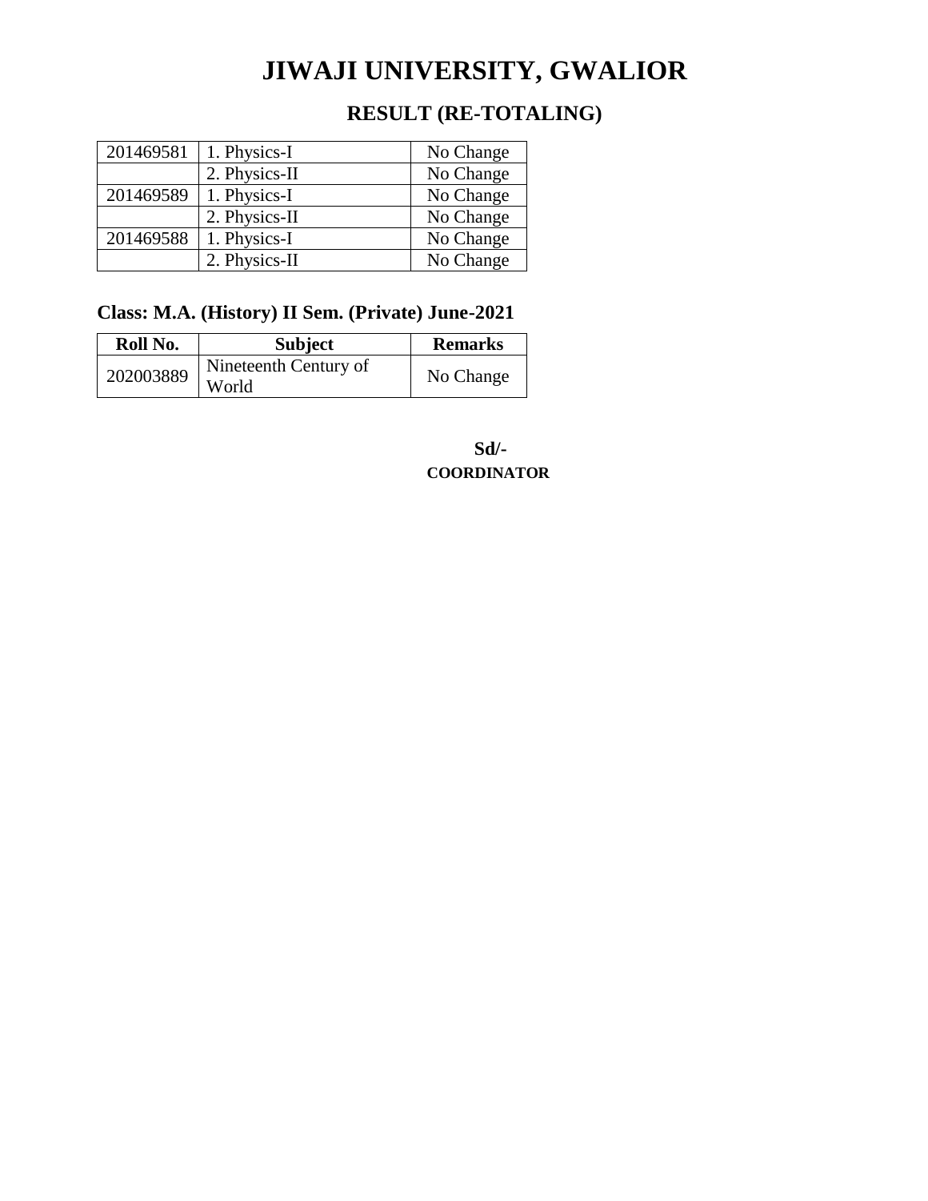# JIWAJI UNIVERSITY, GWALIOR

## RESULT (RE-TOTALING)

| | | |
|---|---|---|
| 201469581 | 1. Physics-I | No Change |
| | 2. Physics-II | No Change |
| 201469589 | 1. Physics-I | No Change |
| | 2. Physics-II | No Change |
| 201469588 | 1. Physics-I | No Change |
| | 2. Physics-II | No Change |

### Class: M.A. (History) II Sem. (Private) June-2021

| Roll No. | Subject | Remarks |
|---|---|---|
| 202003889 | Nineteenth Century of World | No Change |

**Sd/-**

**COORDINATOR**